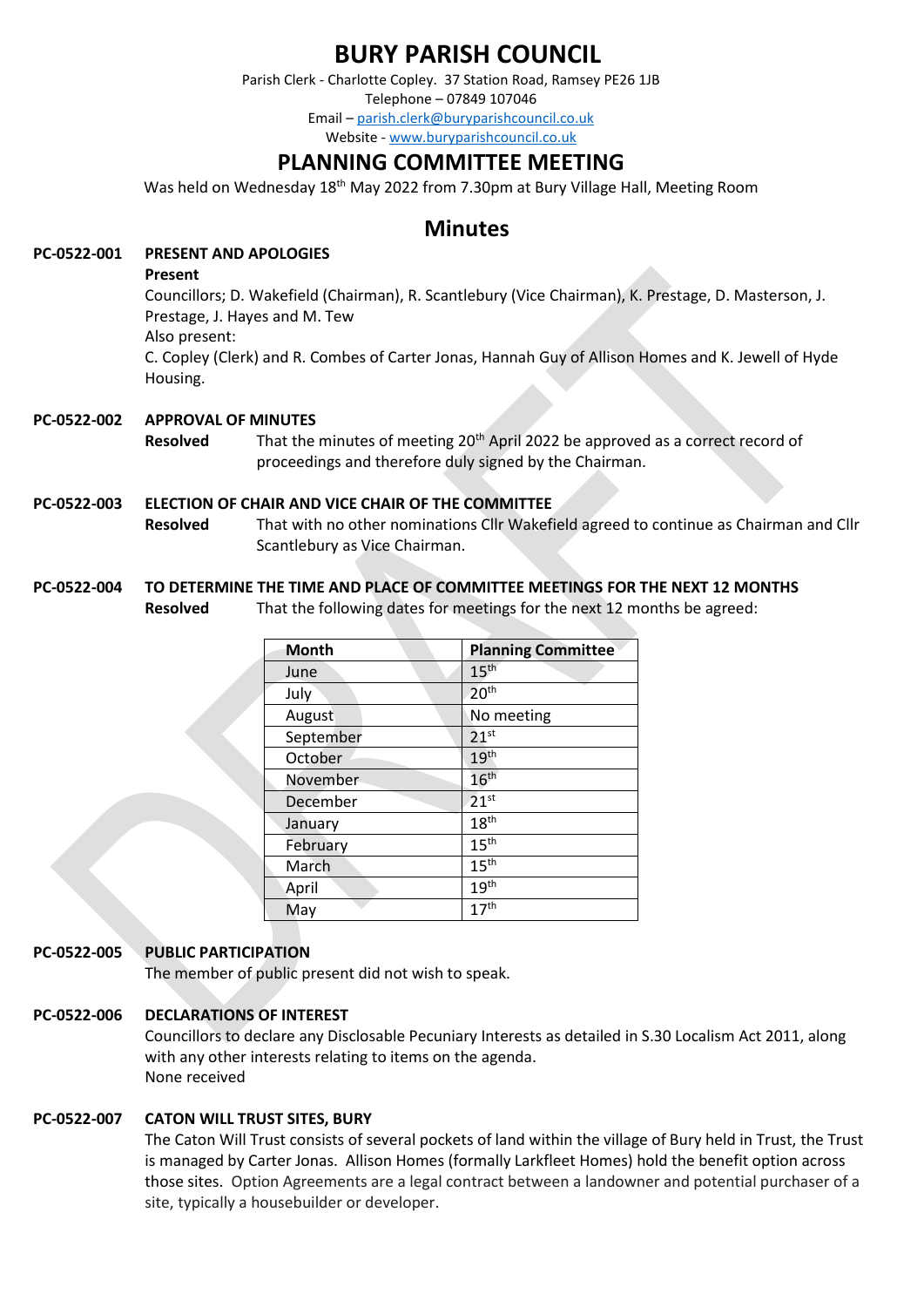# BURY PARISH COUNCIL

Parish Clerk - Charlotte Copley. 37 Station Road, Ramsey PE26 1JB

Telephone – 07849 107046

Email – parish.clerk@buryparishcouncil.co.uk

Website - www.buryparishcouncil.co.uk

## PLANNING COMMITTEE MEETING

Was held on Wednesday 18th May 2022 from 7.30pm at Bury Village Hall, Meeting Room

## Minutes

**PC-0522-001 PRESENT AND APOLOGIES**

**Present**

Councillors; D. Wakefield (Chairman), R. Scantlebury (Vice Chairman), K. Prestage, D. Masterson, J. Prestage, J. Hayes and M. Tew

Also present:

C. Copley (Clerk) and R. Combes of Carter Jonas, Hannah Guy of Allison Homes and K. Jewell of Hyde Housing.

**PC-0522-002 APPROVAL OF MINUTES**

**Resolved** That the minutes of meeting 20th April 2022 be approved as a correct record of proceedings and therefore duly signed by the Chairman.

**PC-0522-003 ELECTION OF CHAIR AND VICE CHAIR OF THE COMMITTEE**

**Resolved** That with no other nominations Cllr Wakefield agreed to continue as Chairman and Cllr Scantlebury as Vice Chairman.

**PC-0522-004 TO DETERMINE THE TIME AND PLACE OF COMMITTEE MEETINGS FOR THE NEXT 12 MONTHS**

**Resolved** That the following dates for meetings for the next 12 months be agreed:

| Month | Planning Committee |
|---|---|
| June | 15th |
| July | 20th |
| August | No meeting |
| September | 21st |
| October | 19th |
| November | 16th |
| December | 21st |
| January | 18th |
| February | 15th |
| March | 15th |
| April | 19th |
| May | 17th |

**PC-0522-005 PUBLIC PARTICIPATION**

The member of public present did not wish to speak.

**PC-0522-006 DECLARATIONS OF INTEREST**

Councillors to declare any Disclosable Pecuniary Interests as detailed in S.30 Localism Act 2011, along with any other interests relating to items on the agenda.

None received

**PC-0522-007 CATON WILL TRUST SITES, BURY**

The Caton Will Trust consists of several pockets of land within the village of Bury held in Trust, the Trust is managed by Carter Jonas. Allison Homes (formally Larkfleet Homes) hold the benefit option across those sites. Option Agreements are a legal contract between a landowner and potential purchaser of a site, typically a housebuilder or developer.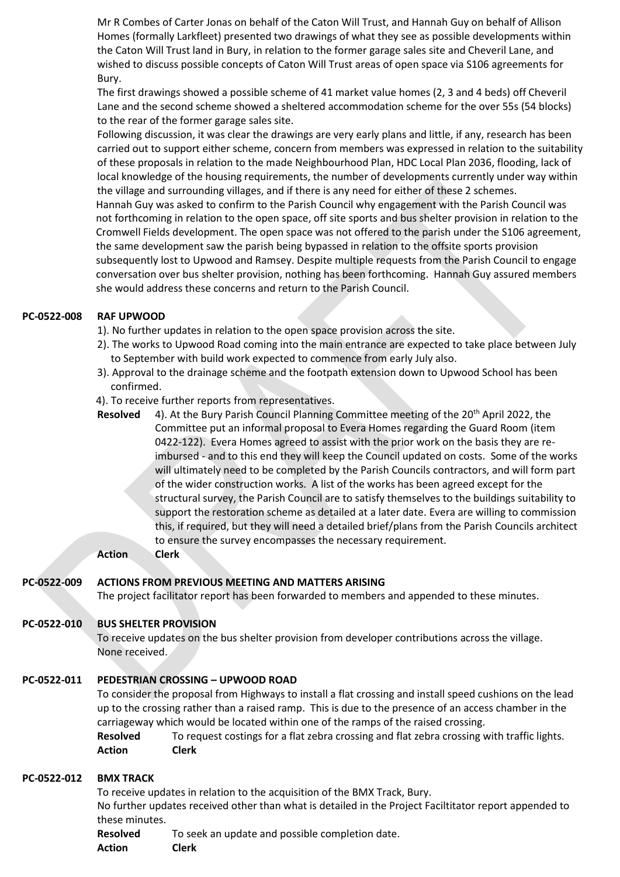Mr R Combes of Carter Jonas on behalf of the Caton Will Trust, and Hannah Guy on behalf of Allison Homes (formally Larkfleet) presented two drawings of what they see as possible developments within the Caton Will Trust land in Bury, in relation to the former garage sales site and Cheveril Lane, and wished to discuss possible concepts of Caton Will Trust areas of open space via S106 agreements for Bury.

The first drawings showed a possible scheme of 41 market value homes (2, 3 and 4 beds) off Cheveril Lane and the second scheme showed a sheltered accommodation scheme for the over 55s (54 blocks) to the rear of the former garage sales site.

Following discussion, it was clear the drawings are very early plans and little, if any, research has been carried out to support either scheme, concern from members was expressed in relation to the suitability of these proposals in relation to the made Neighbourhood Plan, HDC Local Plan 2036, flooding, lack of local knowledge of the housing requirements, the number of developments currently under way within the village and surrounding villages, and if there is any need for either of these 2 schemes.

Hannah Guy was asked to confirm to the Parish Council why engagement with the Parish Council was not forthcoming in relation to the open space, off site sports and bus shelter provision in relation to the Cromwell Fields development. The open space was not offered to the parish under the S106 agreement, the same development saw the parish being bypassed in relation to the offsite sports provision subsequently lost to Upwood and Ramsey. Despite multiple requests from the Parish Council to engage conversation over bus shelter provision, nothing has been forthcoming. Hannah Guy assured members she would address these concerns and return to the Parish Council.

**PC-0522-008 RAF UPWOOD**

1). No further updates in relation to the open space provision across the site.
2). The works to Upwood Road coming into the main entrance are expected to take place between July to September with build work expected to commence from early July also.
3). Approval to the drainage scheme and the footpath extension down to Upwood School has been confirmed.
4). To receive further reports from representatives.

**Resolved** 4). At the Bury Parish Council Planning Committee meeting of the 20th April 2022, the Committee put an informal proposal to Evera Homes regarding the Guard Room (item 0422-122). Evera Homes agreed to assist with the prior work on the basis they are re-imbursed - and to this end they will keep the Council updated on costs. Some of the works will ultimately need to be completed by the Parish Councils contractors, and will form part of the wider construction works. A list of the works has been agreed except for the structural survey, the Parish Council are to satisfy themselves to the buildings suitability to support the restoration scheme as detailed at a later date. Evera are willing to commission this, if required, but they will need a detailed brief/plans from the Parish Councils architect to ensure the survey encompasses the necessary requirement.

**Action** **Clerk**

**PC-0522-009 ACTIONS FROM PREVIOUS MEETING AND MATTERS ARISING**

The project facilitator report has been forwarded to members and appended to these minutes.

**PC-0522-010 BUS SHELTER PROVISION**

To receive updates on the bus shelter provision from developer contributions across the village.
None received.

**PC-0522-011 PEDESTRIAN CROSSING – UPWOOD ROAD**

To consider the proposal from Highways to install a flat crossing and install speed cushions on the lead up to the crossing rather than a raised ramp. This is due to the presence of an access chamber in the carriageway which would be located within one of the ramps of the raised crossing.

**Resolved** To request costings for a flat zebra crossing and flat zebra crossing with traffic lights.
**Action** **Clerk**

**PC-0522-012 BMX TRACK**

To receive updates in relation to the acquisition of the BMX Track, Bury.
No further updates received other than what is detailed in the Project Faciltitator report appended to these minutes.

**Resolved** To seek an update and possible completion date.
**Action** **Clerk**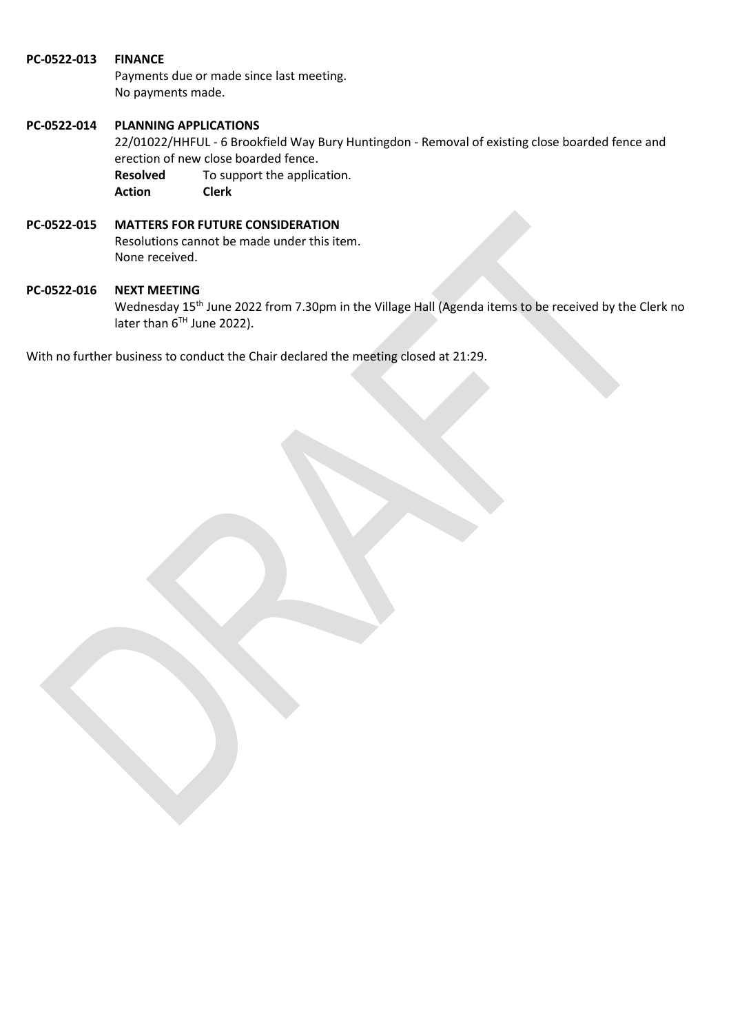**PC-0522-013 FINANCE**

Payments due or made since last meeting.
No payments made.

**PC-0522-014 PLANNING APPLICATIONS**

22/01022/HHFUL - 6 Brookfield Way Bury Huntingdon - Removal of existing close boarded fence and erection of new close boarded fence.

**Resolved** To support the application.
**Action** **Clerk**

**PC-0522-015 MATTERS FOR FUTURE CONSIDERATION**

Resolutions cannot be made under this item.
None received.

**PC-0522-016 NEXT MEETING**

Wednesday 15th June 2022 from 7.30pm in the Village Hall (Agenda items to be received by the Clerk no later than 6TH June 2022).

With no further business to conduct the Chair declared the meeting closed at 21:29.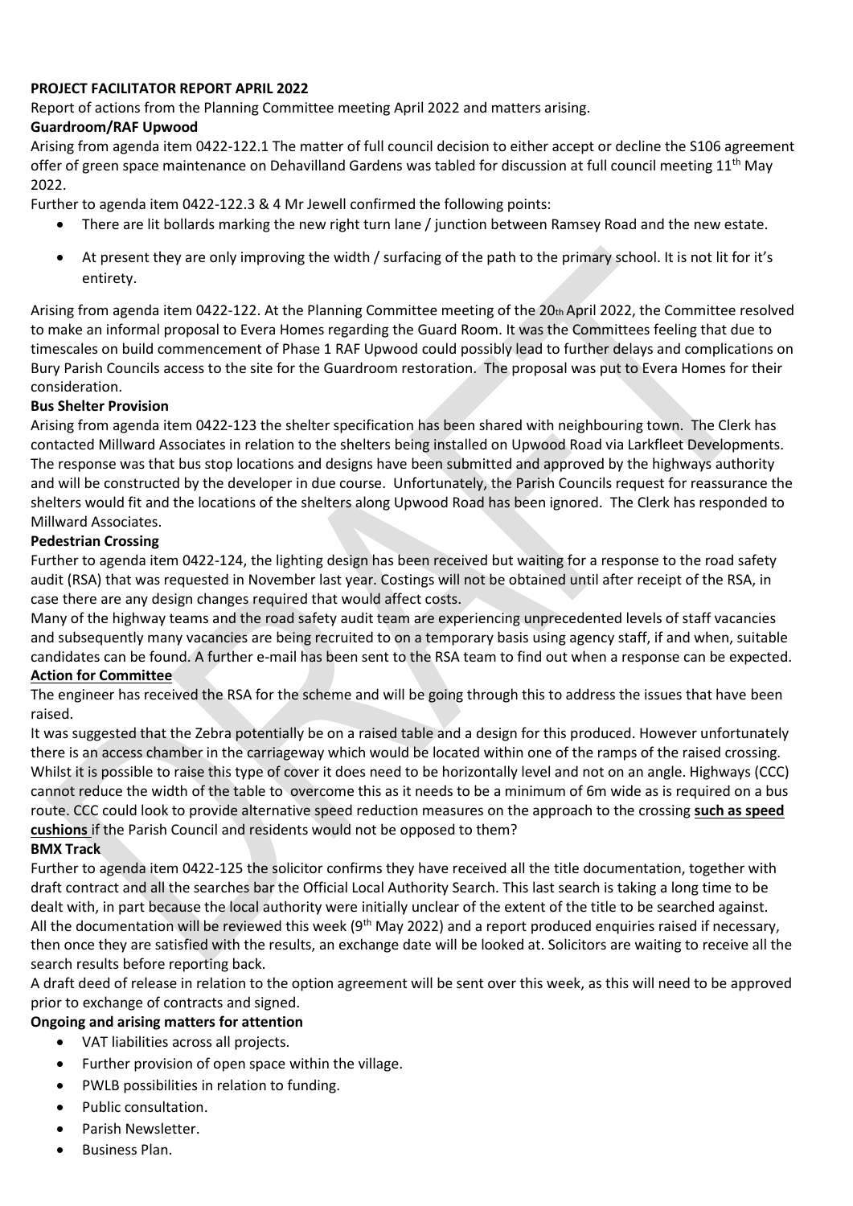**PROJECT FACILITATOR REPORT APRIL 2022**

Report of actions from the Planning Committee meeting April 2022 and matters arising.

**Guardroom/RAF Upwood**

Arising from agenda item 0422-122.1 The matter of full council decision to either accept or decline the S106 agreement offer of green space maintenance on Dehavilland Gardens was tabled for discussion at full council meeting 11th May 2022.

Further to agenda item 0422-122.3 & 4 Mr Jewell confirmed the following points:

- There are lit bollards marking the new right turn lane / junction between Ramsey Road and the new estate.
- At present they are only improving the width / surfacing of the path to the primary school. It is not lit for it's entirety.

Arising from agenda item 0422-122. At the Planning Committee meeting of the 20th April 2022, the Committee resolved to make an informal proposal to Evera Homes regarding the Guard Room. It was the Committees feeling that due to timescales on build commencement of Phase 1 RAF Upwood could possibly lead to further delays and complications on Bury Parish Councils access to the site for the Guardroom restoration. The proposal was put to Evera Homes for their consideration.

**Bus Shelter Provision**

Arising from agenda item 0422-123 the shelter specification has been shared with neighbouring town. The Clerk has contacted Millward Associates in relation to the shelters being installed on Upwood Road via Larkfleet Developments. The response was that bus stop locations and designs have been submitted and approved by the highways authority and will be constructed by the developer in due course. Unfortunately, the Parish Councils request for reassurance the shelters would fit and the locations of the shelters along Upwood Road has been ignored. The Clerk has responded to Millward Associates.

**Pedestrian Crossing**

Further to agenda item 0422-124, the lighting design has been received but waiting for a response to the road safety audit (RSA) that was requested in November last year. Costings will not be obtained until after receipt of the RSA, in case there are any design changes required that would affect costs.

Many of the highway teams and the road safety audit team are experiencing unprecedented levels of staff vacancies and subsequently many vacancies are being recruited to on a temporary basis using agency staff, if and when, suitable candidates can be found. A further e-mail has been sent to the RSA team to find out when a response can be expected.

**Action for Committee**

The engineer has received the RSA for the scheme and will be going through this to address the issues that have been raised.

It was suggested that the Zebra potentially be on a raised table and a design for this produced. However unfortunately there is an access chamber in the carriageway which would be located within one of the ramps of the raised crossing. Whilst it is possible to raise this type of cover it does need to be horizontally level and not on an angle. Highways (CCC) cannot reduce the width of the table to overcome this as it needs to be a minimum of 6m wide as is required on a bus route. CCC could look to provide alternative speed reduction measures on the approach to the crossing **such as speed cushions** if the Parish Council and residents would not be opposed to them?

**BMX Track**

Further to agenda item 0422-125 the solicitor confirms they have received all the title documentation, together with draft contract and all the searches bar the Official Local Authority Search. This last search is taking a long time to be dealt with, in part because the local authority were initially unclear of the extent of the title to be searched against. All the documentation will be reviewed this week (9th May 2022) and a report produced enquiries raised if necessary, then once they are satisfied with the results, an exchange date will be looked at. Solicitors are waiting to receive all the search results before reporting back.

A draft deed of release in relation to the option agreement will be sent over this week, as this will need to be approved prior to exchange of contracts and signed.

**Ongoing and arising matters for attention**

- VAT liabilities across all projects.
- Further provision of open space within the village.
- PWLB possibilities in relation to funding.
- Public consultation.
- Parish Newsletter.
- Business Plan.